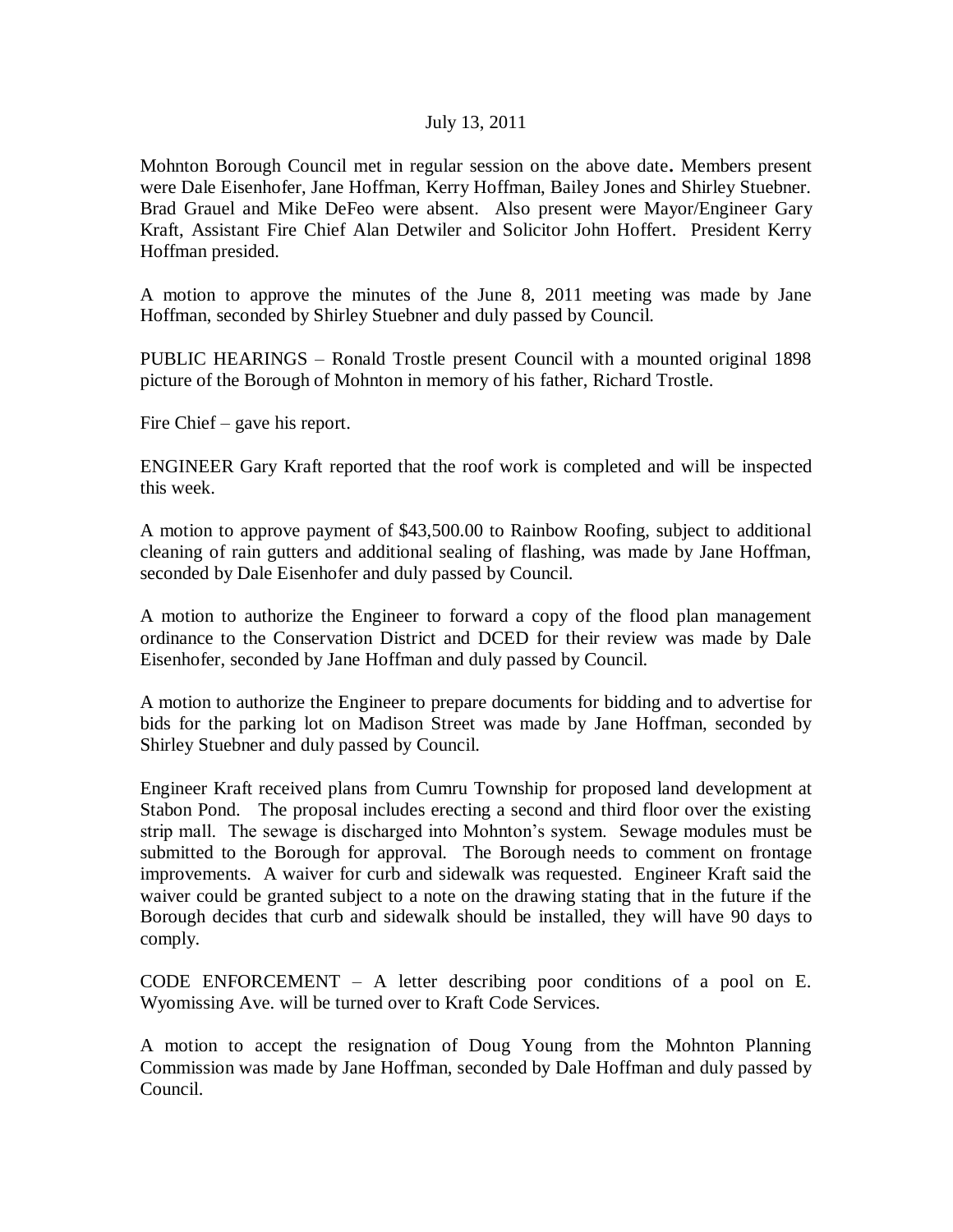July 13, 2011

Mohnton Borough Council met in regular session on the above date. Members present were Dale Eisenhofer, Jane Hoffman, Kerry Hoffman, Bailey Jones and Shirley Stuebner. Brad Grauel and Mike DeFeo were absent. Also present were Mayor/Engineer Gary Kraft, Assistant Fire Chief Alan Detwiler and Solicitor John Hoffert. President Kerry Hoffman presided.

A motion to approve the minutes of the June 8, 2011 meeting was made by Jane Hoffman, seconded by Shirley Stuebner and duly passed by Council.

PUBLIC HEARINGS – Ronald Trostle present Council with a mounted original 1898 picture of the Borough of Mohnton in memory of his father, Richard Trostle.

Fire Chief – gave his report.

ENGINEER Gary Kraft reported that the roof work is completed and will be inspected this week.

A motion to approve payment of $43,500.00 to Rainbow Roofing, subject to additional cleaning of rain gutters and additional sealing of flashing, was made by Jane Hoffman, seconded by Dale Eisenhofer and duly passed by Council.

A motion to authorize the Engineer to forward a copy of the flood plan management ordinance to the Conservation District and DCED for their review was made by Dale Eisenhofer, seconded by Jane Hoffman and duly passed by Council.

A motion to authorize the Engineer to prepare documents for bidding and to advertise for bids for the parking lot on Madison Street was made by Jane Hoffman, seconded by Shirley Stuebner and duly passed by Council.

Engineer Kraft received plans from Cumru Township for proposed land development at Stabon Pond. The proposal includes erecting a second and third floor over the existing strip mall. The sewage is discharged into Mohnton's system. Sewage modules must be submitted to the Borough for approval. The Borough needs to comment on frontage improvements. A waiver for curb and sidewalk was requested. Engineer Kraft said the waiver could be granted subject to a note on the drawing stating that in the future if the Borough decides that curb and sidewalk should be installed, they will have 90 days to comply.

CODE ENFORCEMENT – A letter describing poor conditions of a pool on E. Wyomissing Ave. will be turned over to Kraft Code Services.

A motion to accept the resignation of Doug Young from the Mohnton Planning Commission was made by Jane Hoffman, seconded by Dale Hoffman and duly passed by Council.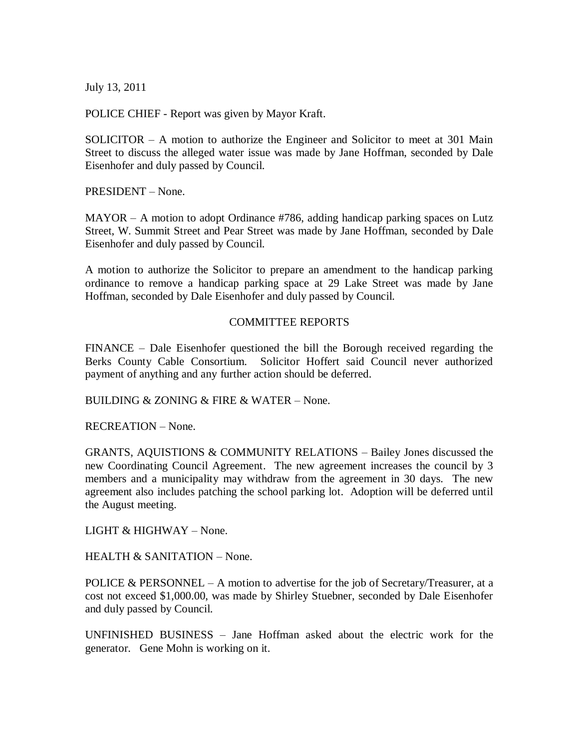July 13, 2011

POLICE CHIEF - Report was given by Mayor Kraft.

SOLICITOR – A motion to authorize the Engineer and Solicitor to meet at 301 Main Street to discuss the alleged water issue was made by Jane Hoffman, seconded by Dale Eisenhofer and duly passed by Council.

PRESIDENT – None.

MAYOR – A motion to adopt Ordinance #786, adding handicap parking spaces on Lutz Street, W. Summit Street and Pear Street was made by Jane Hoffman, seconded by Dale Eisenhofer and duly passed by Council.

A motion to authorize the Solicitor to prepare an amendment to the handicap parking ordinance to remove a handicap parking space at 29 Lake Street was made by Jane Hoffman, seconded by Dale Eisenhofer and duly passed by Council.

## COMMITTEE REPORTS

FINANCE – Dale Eisenhofer questioned the bill the Borough received regarding the Berks County Cable Consortium. Solicitor Hoffert said Council never authorized payment of anything and any further action should be deferred.

BUILDING & ZONING & FIRE & WATER – None.

RECREATION – None.

GRANTS, AQUISTIONS & COMMUNITY RELATIONS – Bailey Jones discussed the new Coordinating Council Agreement. The new agreement increases the council by 3 members and a municipality may withdraw from the agreement in 30 days. The new agreement also includes patching the school parking lot. Adoption will be deferred until the August meeting.

LIGHT & HIGHWAY – None.

HEALTH & SANITATION – None.

POLICE & PERSONNEL – A motion to advertise for the job of Secretary/Treasurer, at a cost not exceed $1,000.00, was made by Shirley Stuebner, seconded by Dale Eisenhofer and duly passed by Council.

UNFINISHED BUSINESS – Jane Hoffman asked about the electric work for the generator. Gene Mohn is working on it.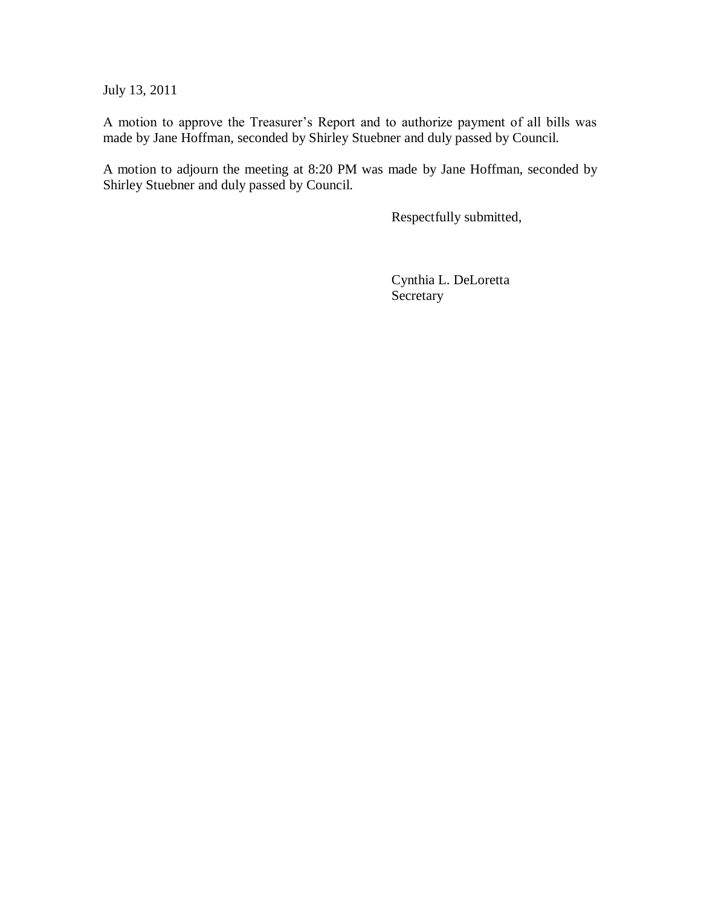July 13, 2011

A motion to approve the Treasurer's Report and to authorize payment of all bills was made by Jane Hoffman, seconded by Shirley Stuebner and duly passed by Council.

A motion to adjourn the meeting at 8:20 PM was made by Jane Hoffman, seconded by Shirley Stuebner and duly passed by Council.

Respectfully submitted,

Cynthia L. DeLoretta
Secretary